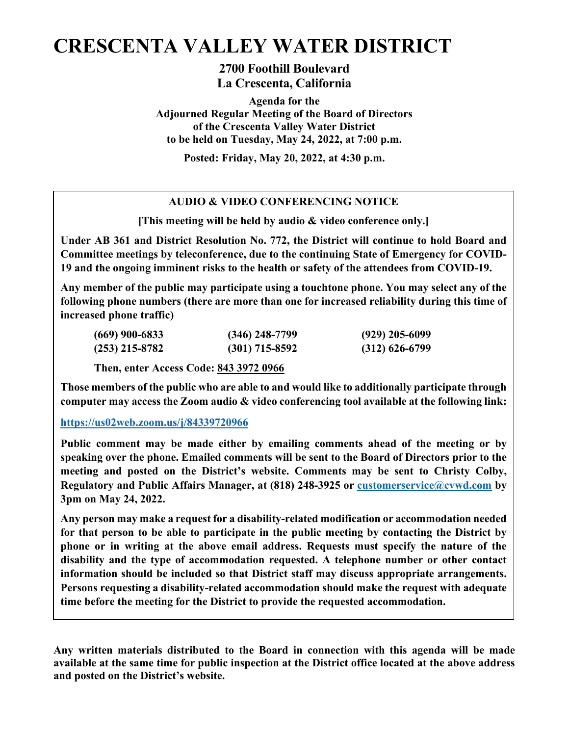# CRESCENTA VALLEY WATER DISTRICT

**2700 Foothill Boulevard**
**La Crescenta, California**

**Agenda for the**
**Adjourned Regular Meeting of the Board of Directors**
**of the Crescenta Valley Water District**
**to be held on Tuesday, May 24, 2022, at 7:00 p.m.**

**Posted: Friday, May 20, 2022, at 4:30 p.m.**

---

**AUDIO & VIDEO CONFERENCING NOTICE**

**[This meeting will be held by audio & video conference only.]**

**Under AB 361 and District Resolution No. 772, the District will continue to hold Board and Committee meetings by teleconference, due to the continuing State of Emergency for COVID-19 and the ongoing imminent risks to the health or safety of the attendees from COVID-19.**

**Any member of the public may participate using a touchtone phone. You may select any of the following phone numbers (there are more than one for increased reliability during this time of increased phone traffic)**

| | | |
|---|---|---|
| **(669) 900-6833** | **(346) 248-7799** | **(929) 205-6099** |
| **(253) 215-8782** | **(301) 715-8592** | **(312) 626-6799** |

**Then, enter Access Code: 843 3972 0966**

**Those members of the public who are able to and would like to additionally participate through computer may access the Zoom audio & video conferencing tool available at the following link:**

**https://us02web.zoom.us/j/84339720966**

**Public comment may be made either by emailing comments ahead of the meeting or by speaking over the phone. Emailed comments will be sent to the Board of Directors prior to the meeting and posted on the District's website. Comments may be sent to Christy Colby, Regulatory and Public Affairs Manager, at (818) 248-3925 or customerservice@cvwd.com by 3pm on May 24, 2022.**

**Any person may make a request for a disability-related modification or accommodation needed for that person to be able to participate in the public meeting by contacting the District by phone or in writing at the above email address. Requests must specify the nature of the disability and the type of accommodation requested. A telephone number or other contact information should be included so that District staff may discuss appropriate arrangements. Persons requesting a disability-related accommodation should make the request with adequate time before the meeting for the District to provide the requested accommodation.**

---

**Any written materials distributed to the Board in connection with this agenda will be made available at the same time for public inspection at the District office located at the above address and posted on the District's website.**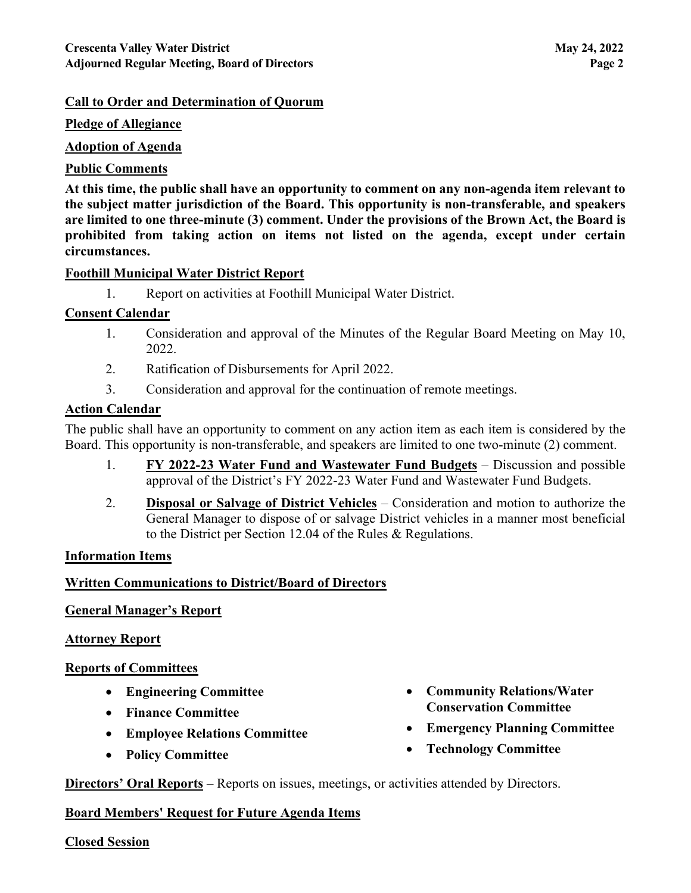**Call to Order and Determination of Quorum**

**Pledge of Allegiance**

**Adoption of Agenda**

**Public Comments**

**At this time, the public shall have an opportunity to comment on any non-agenda item relevant to the subject matter jurisdiction of the Board. This opportunity is non-transferable, and speakers are limited to one three-minute (3) comment. Under the provisions of the Brown Act, the Board is prohibited from taking action on items not listed on the agenda, except under certain circumstances.**

**Foothill Municipal Water District Report**

1. Report on activities at Foothill Municipal Water District.

**Consent Calendar**

1. Consideration and approval of the Minutes of the Regular Board Meeting on May 10, 2022.
2. Ratification of Disbursements for April 2022.
3. Consideration and approval for the continuation of remote meetings.

**Action Calendar**

The public shall have an opportunity to comment on any action item as each item is considered by the Board. This opportunity is non-transferable, and speakers are limited to one two-minute (2) comment.

1. **FY 2022-23 Water Fund and Wastewater Fund Budgets** – Discussion and possible approval of the District's FY 2022-23 Water Fund and Wastewater Fund Budgets.
2. **Disposal or Salvage of District Vehicles** – Consideration and motion to authorize the General Manager to dispose of or salvage District vehicles in a manner most beneficial to the District per Section 12.04 of the Rules & Regulations.

**Information Items**

**Written Communications to District/Board of Directors**

**General Manager's Report**

**Attorney Report**

**Reports of Committees**

- **Engineering Committee**
- **Finance Committee**
- **Employee Relations Committee**
- **Policy Committee**
- **Community Relations/Water Conservation Committee**
- **Emergency Planning Committee**
- **Technology Committee**

**Directors' Oral Reports** – Reports on issues, meetings, or activities attended by Directors.

**Board Members' Request for Future Agenda Items**

**Closed Session**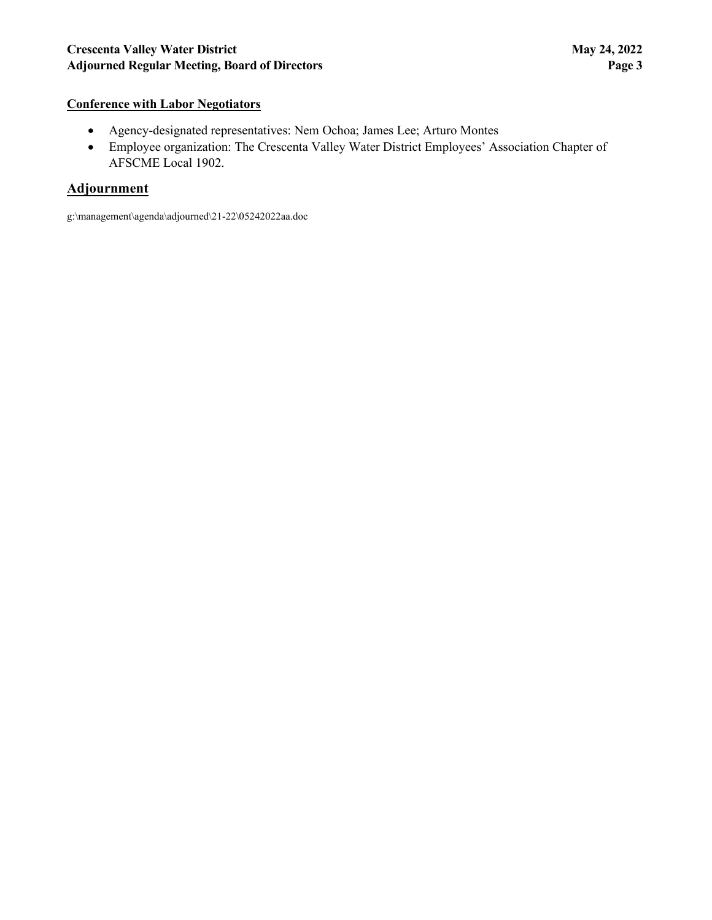**Conference with Labor Negotiators**

- Agency-designated representatives: Nem Ochoa; James Lee; Arturo Montes
- Employee organization: The Crescenta Valley Water District Employees' Association Chapter of AFSCME Local 1902.

## Adjournment

g:\management\agenda\adjourned\21-22\05242022aa.doc